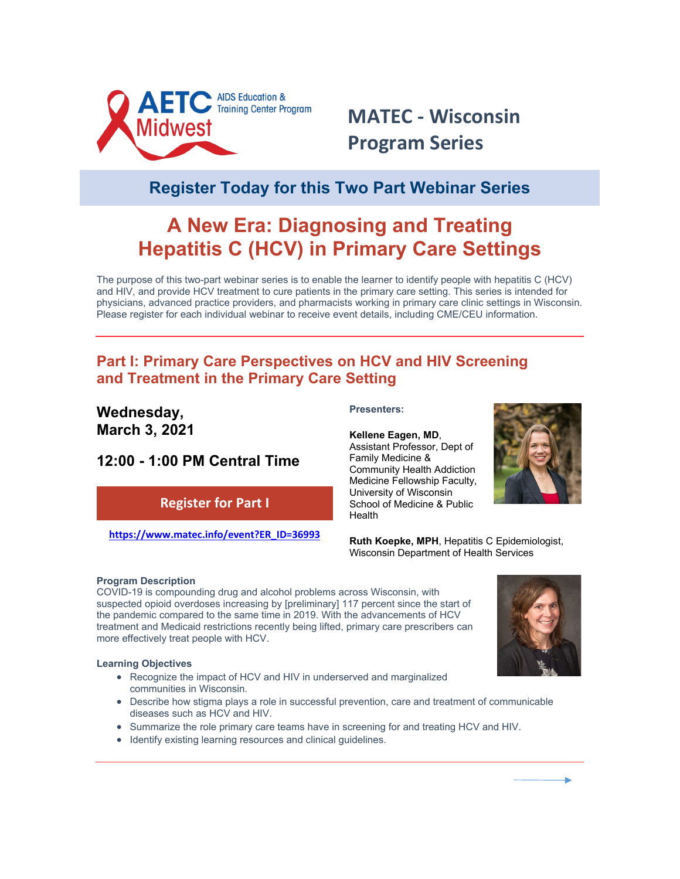AETC AIDS Education & Training Center Program Midwest

# MATEC - Wisconsin Program Series

## Register Today for this Two Part Webinar Series

# A New Era: Diagnosing and Treating Hepatitis C (HCV) in Primary Care Settings

The purpose of this two-part webinar series is to enable the learner to identify people with hepatitis C (HCV) and HIV, and provide HCV treatment to cure patients in the primary care setting. This series is intended for physicians, advanced practice providers, and pharmacists working in primary care clinic settings in Wisconsin. Please register for each individual webinar to receive event details, including CME/CEU information.

---

## Part I: Primary Care Perspectives on HCV and HIV Screening and Treatment in the Primary Care Setting

**Wednesday, March 3, 2021**

**12:00 - 1:00 PM Central Time**

**Register for Part I**

https://www.matec.info/event?ER_ID=36993

**Presenters:**

**Kellene Eagen, MD**, Assistant Professor, Dept of Family Medicine & Community Health Addiction Medicine Fellowship Faculty, University of Wisconsin School of Medicine & Public Health

**Ruth Koepke, MPH**, Hepatitis C Epidemiologist, Wisconsin Department of Health Services

**Program Description**

COVID-19 is compounding drug and alcohol problems across Wisconsin, with suspected opioid overdoses increasing by [preliminary] 117 percent since the start of the pandemic compared to the same time in 2019. With the advancements of HCV treatment and Medicaid restrictions recently being lifted, primary care prescribers can more effectively treat people with HCV.

**Learning Objectives**

- Recognize the impact of HCV and HIV in underserved and marginalized communities in Wisconsin.
- Describe how stigma plays a role in successful prevention, care and treatment of communicable diseases such as HCV and HIV.
- Summarize the role primary care teams have in screening for and treating HCV and HIV.
- Identify existing learning resources and clinical guidelines.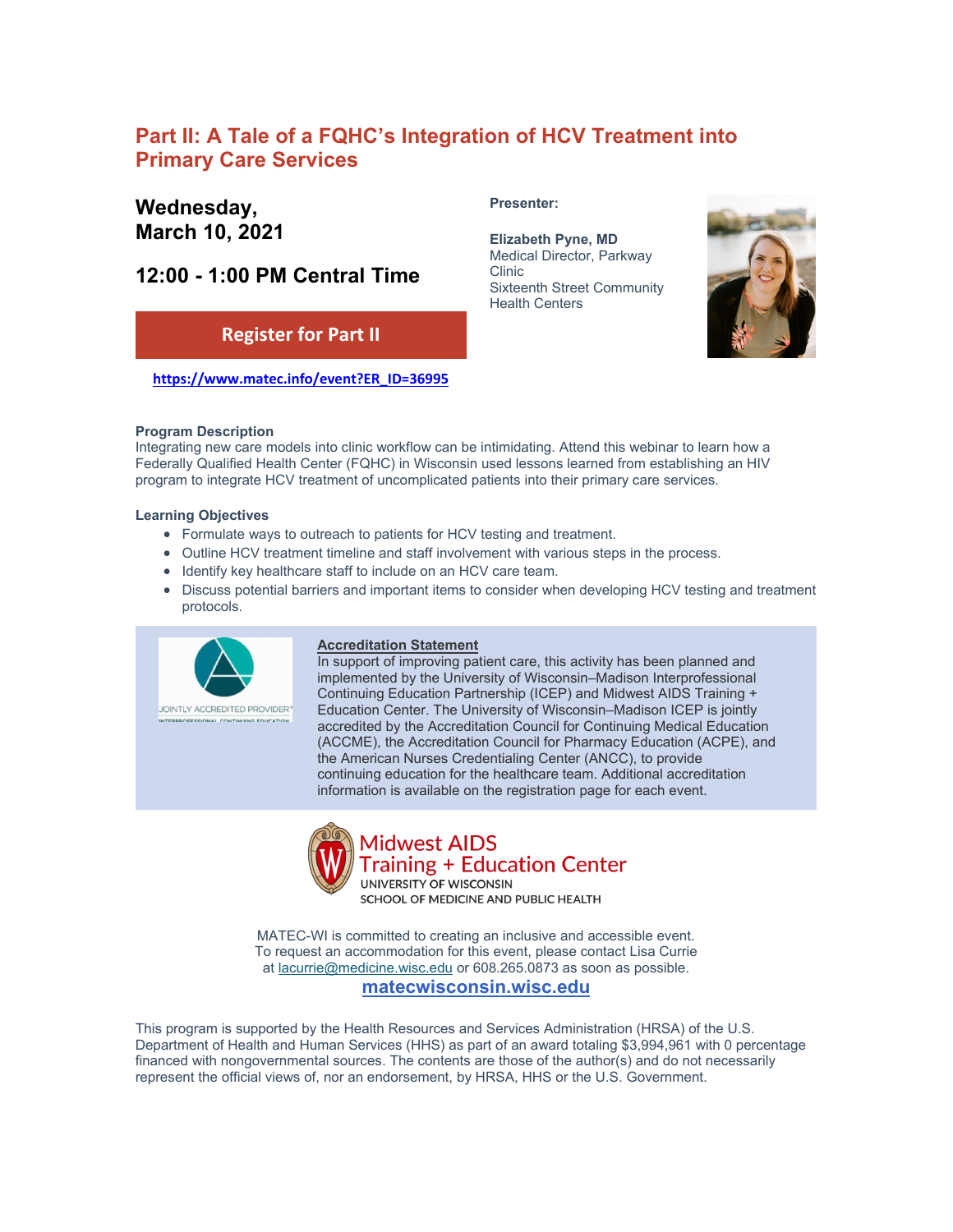# Part II: A Tale of a FQHC's Integration of HCV Treatment into Primary Care Services

## Wednesday, March 10, 2021

## 12:00 - 1:00 PM Central Time

**Register for Part II**

https://www.matec.info/event?ER_ID=36995

**Presenter:**

**Elizabeth Pyne, MD**
Medical Director, Parkway Clinic
Sixteenth Street Community Health Centers

**Program Description**
Integrating new care models into clinic workflow can be intimidating. Attend this webinar to learn how a Federally Qualified Health Center (FQHC) in Wisconsin used lessons learned from establishing an HIV program to integrate HCV treatment of uncomplicated patients into their primary care services.

**Learning Objectives**

- Formulate ways to outreach to patients for HCV testing and treatment.
- Outline HCV treatment timeline and staff involvement with various steps in the process.
- Identify key healthcare staff to include on an HCV care team.
- Discuss potential barriers and important items to consider when developing HCV testing and treatment protocols.

JOINTLY ACCREDITED PROVIDER™ INTERPROFESSIONAL CONTINUING EDUCATION

**Accreditation Statement**
In support of improving patient care, this activity has been planned and implemented by the University of Wisconsin–Madison Interprofessional Continuing Education Partnership (ICEP) and Midwest AIDS Training + Education Center. The University of Wisconsin–Madison ICEP is jointly accredited by the Accreditation Council for Continuing Medical Education (ACCME), the Accreditation Council for Pharmacy Education (ACPE), and the American Nurses Credentialing Center (ANCC), to provide continuing education for the healthcare team. Additional accreditation information is available on the registration page for each event.

Midwest AIDS Training + Education Center
UNIVERSITY OF WISCONSIN
SCHOOL OF MEDICINE AND PUBLIC HEALTH

MATEC-WI is committed to creating an inclusive and accessible event. To request an accommodation for this event, please contact Lisa Currie at lacurrie@medicine.wisc.edu or 608.265.0873 as soon as possible.

**matecwisconsin.wisc.edu**

This program is supported by the Health Resources and Services Administration (HRSA) of the U.S. Department of Health and Human Services (HHS) as part of an award totaling $3,994,961 with 0 percentage financed with nongovernmental sources. The contents are those of the author(s) and do not necessarily represent the official views of, nor an endorsement, by HRSA, HHS or the U.S. Government.